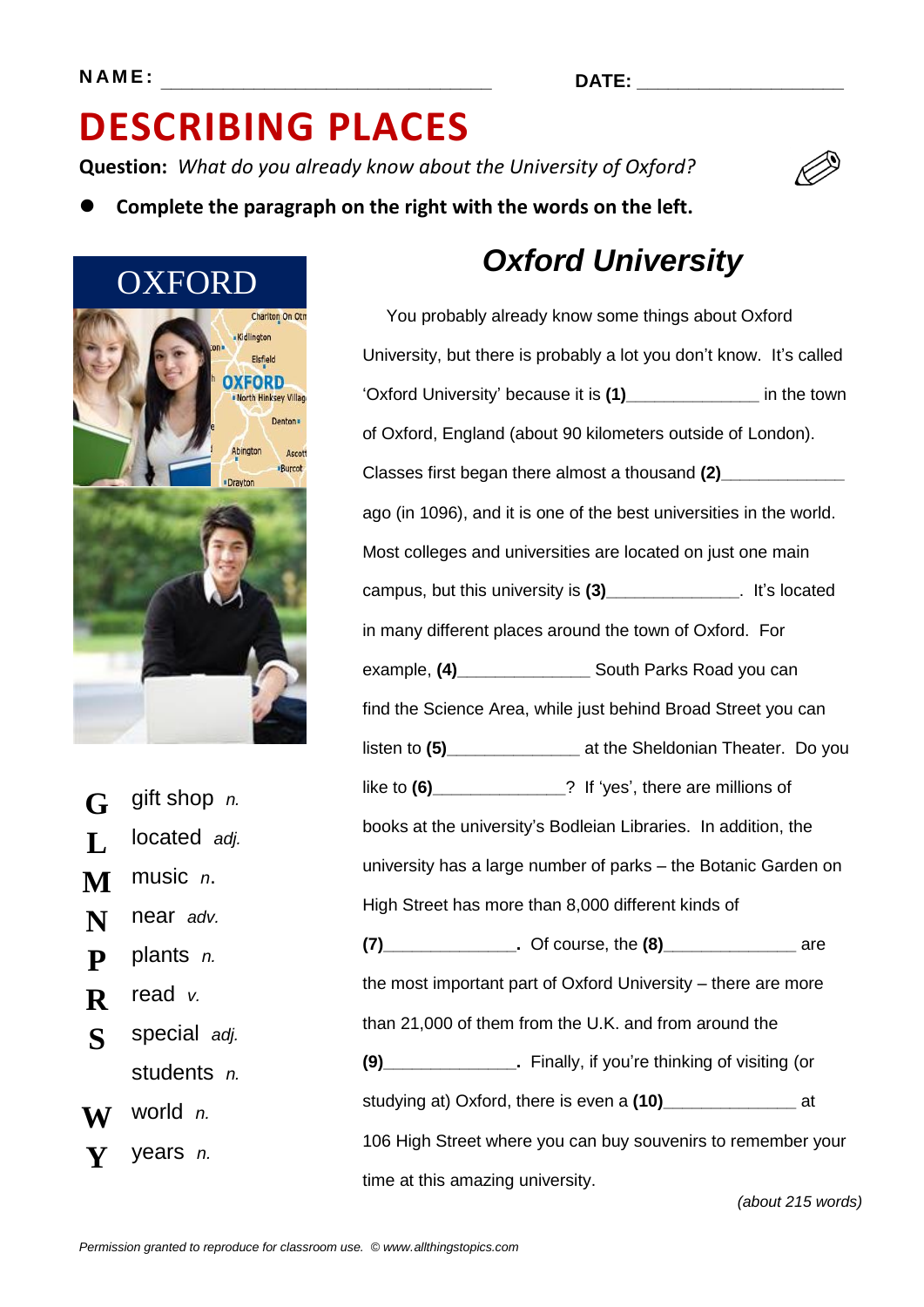NAME: ________________________________ DATE: ____________________

# DESCRIBING PLACES

**Question:** *What do you already know about the University of Oxford?*

- **Complete the paragraph on the right with the words on the left.**

OXFORD

| | |
|---|---|
| **G** | gift shop *n.* |
| **L** | located *adj.* |
| **M** | music *n.* |
| **N** | near *adv.* |
| **P** | plants *n.* |
| **R** | read *v.* |
| **S** | special *adj.* |
| | students *n.* |
| **W** | world *n.* |
| **Y** | years *n.* |

## *Oxford University*

You probably already know some things about Oxford University, but there is probably a lot you don't know. It's called 'Oxford University' because it is **(1)**______________ in the town of Oxford, England (about 90 kilometers outside of London). Classes first began there almost a thousand **(2)**_____________ ago (in 1096), and it is one of the best universities in the world. Most colleges and universities are located on just one main campus, but this university is **(3)**______________. It's located in many different places around the town of Oxford. For example, **(4)**______________ South Parks Road you can find the Science Area, while just behind Broad Street you can listen to **(5)**______________ at the Sheldonian Theater. Do you like to **(6)**______________? If 'yes', there are millions of books at the university's Bodleian Libraries. In addition, the university has a large number of parks – the Botanic Garden on High Street has more than 8,000 different kinds of **(7)**______________. Of course, the **(8)**______________ are the most important part of Oxford University – there are more than 21,000 of them from the U.K. and from around the **(9)**______________. Finally, if you're thinking of visiting (or studying at) Oxford, there is even a **(10)**______________ at 106 High Street where you can buy souvenirs to remember your time at this amazing university.

*(about 215 words)*

*Permission granted to reproduce for classroom use. © www.allthingstopics.com*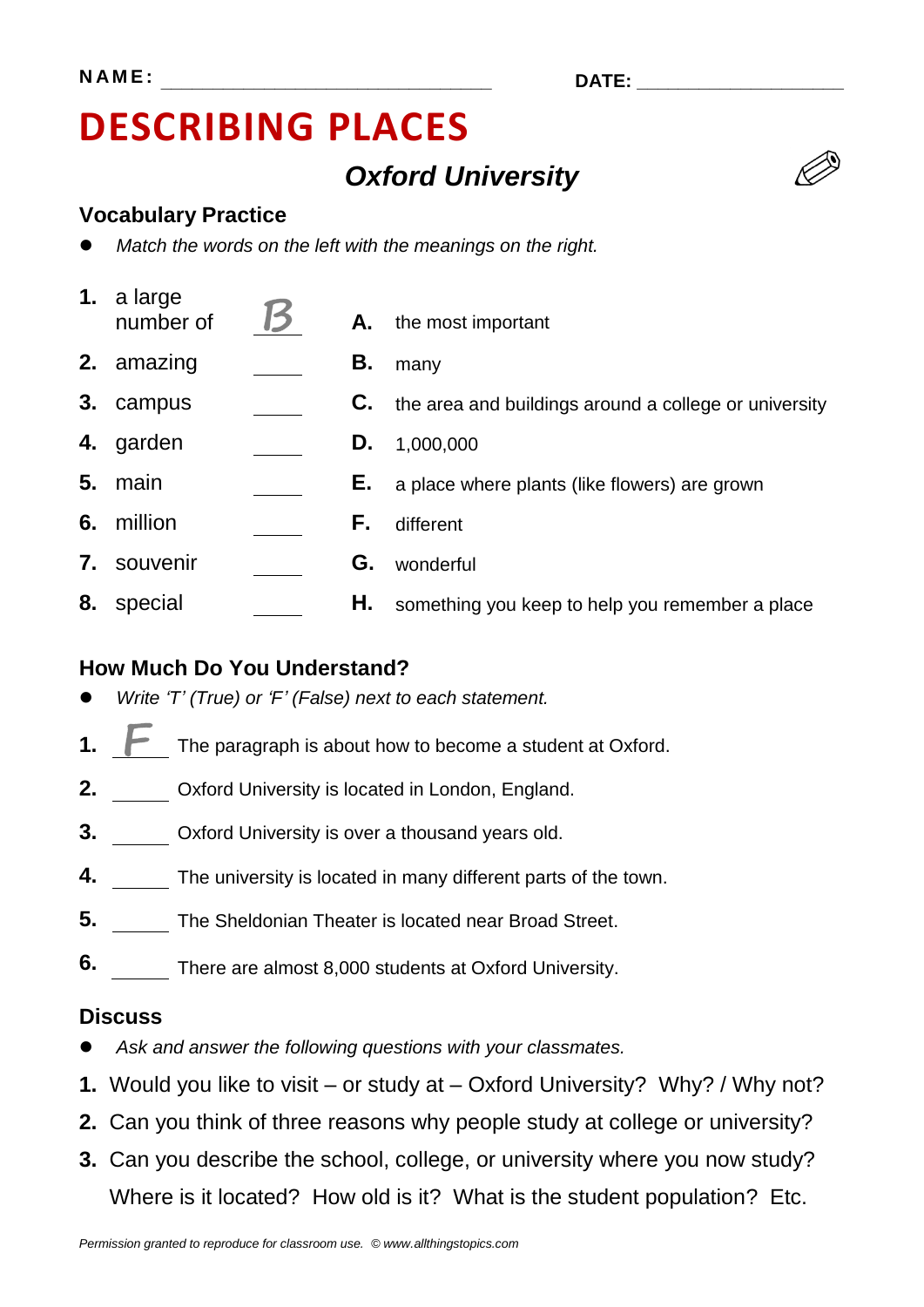NAME: ______________________________ DATE: ___________________

# DESCRIBING PLACES

## *Oxford University*

### Vocabulary Practice

- *Match the words on the left with the meanings on the right.*

| | | | | |
|---|---|---|---|---|
| **1.** | a large number of | B | **A.** | the most important |
| **2.** | amazing | ____ | **B.** | many |
| **3.** | campus | ____ | **C.** | the area and buildings around a college or university |
| **4.** | garden | ____ | **D.** | 1,000,000 |
| **5.** | main | ____ | **E.** | a place where plants (like flowers) are grown |
| **6.** | million | ____ | **F.** | different |
| **7.** | souvenir | ____ | **G.** | wonderful |
| **8.** | special | ____ | **H.** | something you keep to help you remember a place |

### How Much Do You Understand?

- *Write 'T' (True) or 'F' (False) next to each statement.*

**1.** F The paragraph is about how to become a student at Oxford.

**2.** _____ Oxford University is located in London, England.

**3.** _____ Oxford University is over a thousand years old.

**4.** _____ The university is located in many different parts of the town.

**5.** _____ The Sheldonian Theater is located near Broad Street.

**6.** _____ There are almost 8,000 students at Oxford University.

### Discuss

- *Ask and answer the following questions with your classmates.*

**1.** Would you like to visit – or study at – Oxford University? Why? / Why not?

**2.** Can you think of three reasons why people study at college or university?

**3.** Can you describe the school, college, or university where you now study? Where is it located? How old is it? What is the student population? Etc.

*Permission granted to reproduce for classroom use. © www.allthingstopics.com*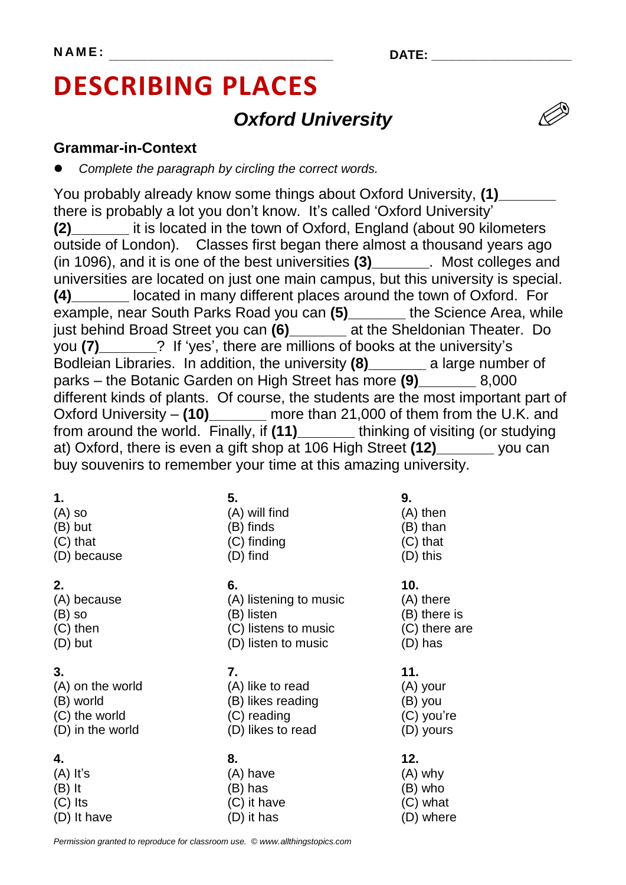**NAME:** ______________________________ **DATE:** ___________________

# DESCRIBING PLACES

## *Oxford University*

### Grammar-in-Context

- *Complete the paragraph by circling the correct words.*

You probably already know some things about Oxford University, **(1)**_______ there is probably a lot you don't know. It's called 'Oxford University' **(2)**_______ it is located in the town of Oxford, England (about 90 kilometers outside of London). Classes first began there almost a thousand years ago (in 1096), and it is one of the best universities **(3)**_______. Most colleges and universities are located on just one main campus, but this university is special. **(4)**_______ located in many different places around the town of Oxford. For example, near South Parks Road you can **(5)**_______ the Science Area, while just behind Broad Street you can **(6)**_______ at the Sheldonian Theater. Do you **(7)**_______? If 'yes', there are millions of books at the university's Bodleian Libraries. In addition, the university **(8)**_______ a large number of parks – the Botanic Garden on High Street has more **(9)**_______ 8,000 different kinds of plants. Of course, the students are the most important part of Oxford University – **(10)**_______ more than 21,000 of them from the U.K. and from around the world. Finally, if **(11)**_______ thinking of visiting (or studying at) Oxford, there is even a gift shop at 106 High Street **(12)**_______ you can buy souvenirs to remember your time at this amazing university.

**1.**
(A) so
(B) but
(C) that
(D) because

**2.**
(A) because
(B) so
(C) then
(D) but

**3.**
(A) on the world
(B) world
(C) the world
(D) in the world

**4.**
(A) It's
(B) It
(C) Its
(D) It have

**5.**
(A) will find
(B) finds
(C) finding
(D) find

**6.**
(A) listening to music
(B) listen
(C) listens to music
(D) listen to music

**7.**
(A) like to read
(B) likes reading
(C) reading
(D) likes to read

**8.**
(A) have
(B) has
(C) it have
(D) it has

**9.**
(A) then
(B) than
(C) that
(D) this

**10.**
(A) there
(B) there is
(C) there are
(D) has

**11.**
(A) your
(B) you
(C) you're
(D) yours

**12.**
(A) why
(B) who
(C) what
(D) where

*Permission granted to reproduce for classroom use. © www.allthingstopics.com*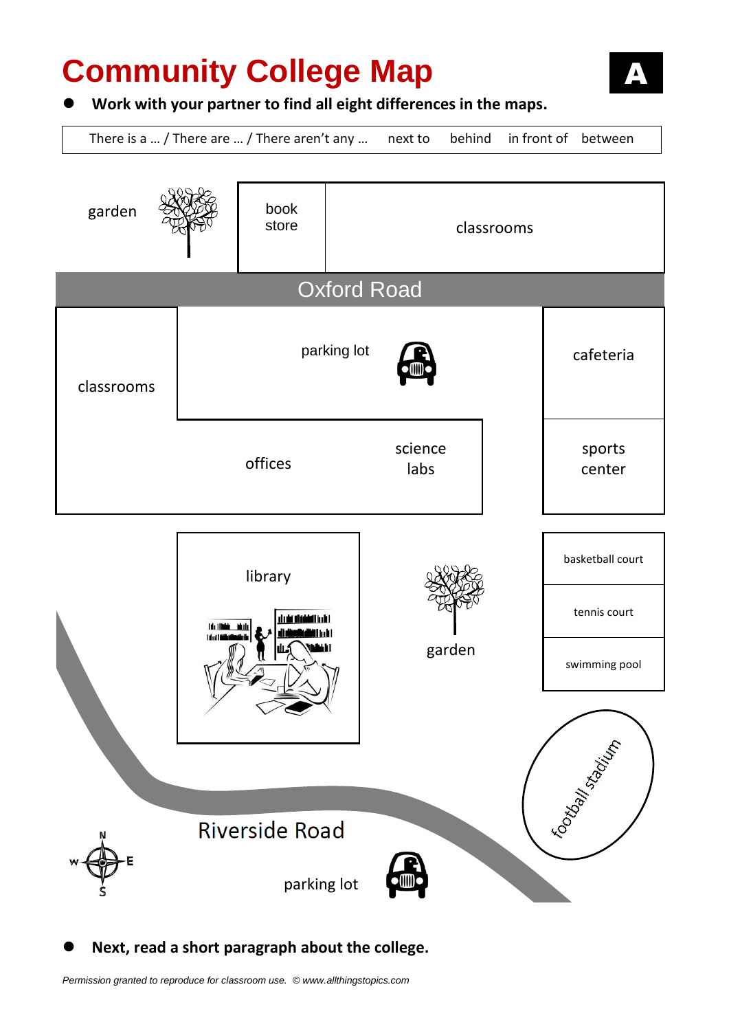# Community College Map

**A**

- **Work with your partner to find all eight differences in the maps.**

| There is a … / There are … / There aren't any … | next to | behind | in front of | between |
|---|---|---|---|---|

garden

book store

classrooms

Oxford Road

classrooms

parking lot

cafeteria

offices

science labs

sports center

library

garden

basketball court

tennis court

swimming pool

football stadium

Riverside Road

parking lot

N E S W

- **Next, read a short paragraph about the college.**

*Permission granted to reproduce for classroom use. © www.allthingstopics.com*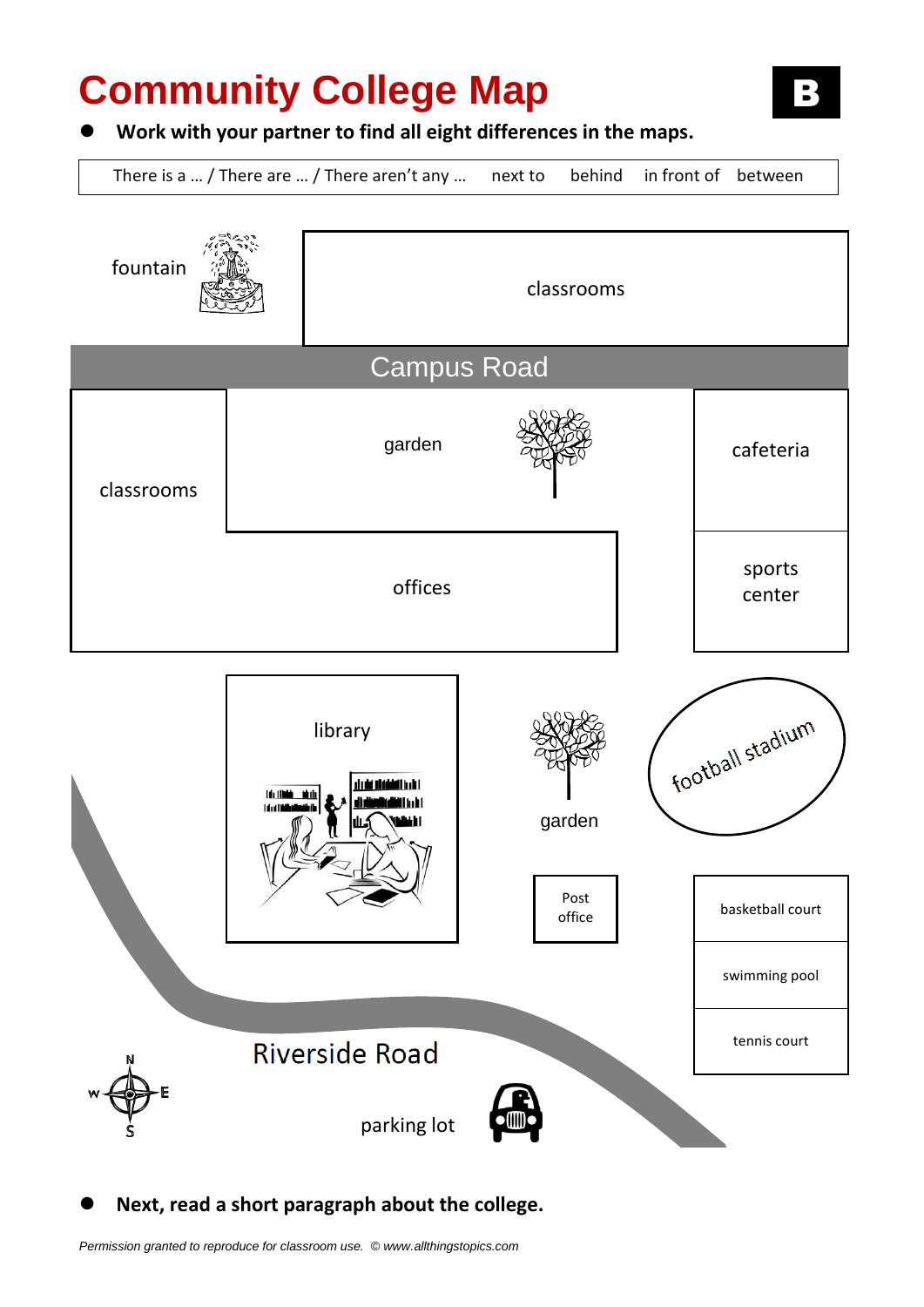# Community College Map

**B**

- **Work with your partner to find all eight differences in the maps.**

| There is a … / There are … / There aren't any … | next to | behind | in front of | between |
|---|---|---|---|---|

fountain

classrooms

Campus Road

classrooms

garden

cafeteria

offices

sports center

library

garden

football stadium

Post office

basketball court

swimming pool

tennis court

Riverside Road

N
W E
S

parking lot

- **Next, read a short paragraph about the college.**

*Permission granted to reproduce for classroom use. © www.allthingstopics.com*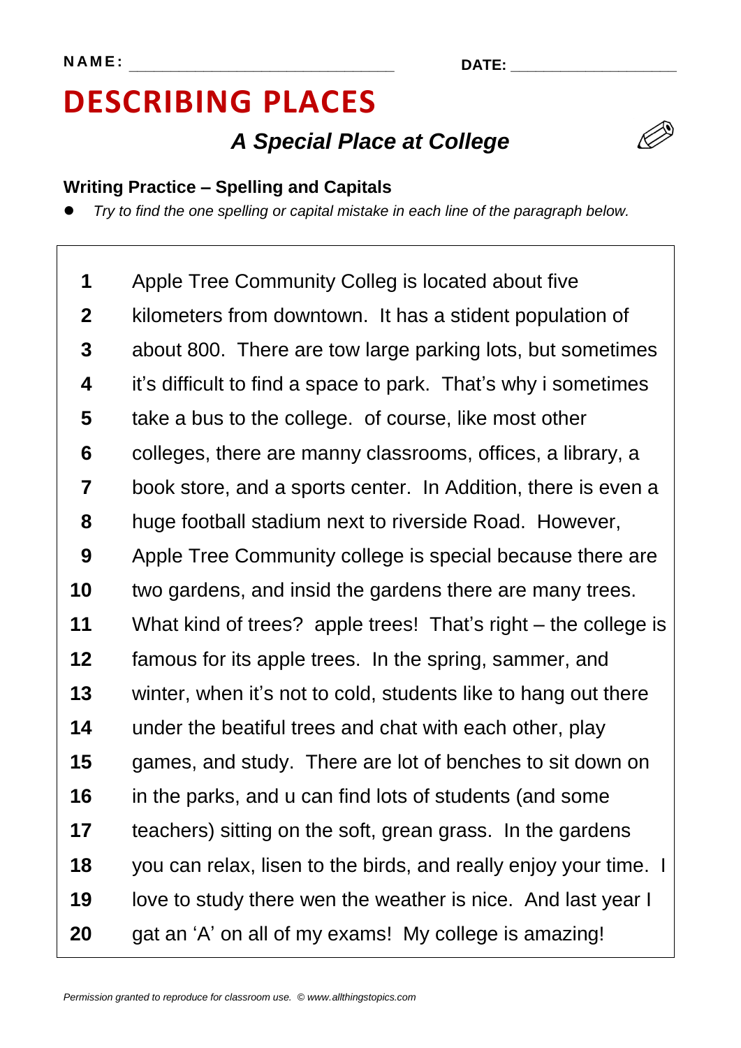NAME: ______________________________ DATE: ___________________

# DESCRIBING PLACES

## *A Special Place at College*

**Writing Practice – Spelling and Capitals**

- *Try to find the one spelling or capital mistake in each line of the paragraph below.*

| | |
|---|---|
| **1** | Apple Tree Community Colleg is located about five |
| **2** | kilometers from downtown. It has a stident population of |
| **3** | about 800. There are tow large parking lots, but sometimes |
| **4** | it's difficult to find a space to park. That's why i sometimes |
| **5** | take a bus to the college. of course, like most other |
| **6** | colleges, there are manny classrooms, offices, a library, a |
| **7** | book store, and a sports center. In Addition, there is even a |
| **8** | huge football stadium next to riverside Road. However, |
| **9** | Apple Tree Community college is special because there are |
| **10** | two gardens, and insid the gardens there are many trees. |
| **11** | What kind of trees? apple trees! That's right – the college is |
| **12** | famous for its apple trees. In the spring, sammer, and |
| **13** | winter, when it's not to cold, students like to hang out there |
| **14** | under the beatiful trees and chat with each other, play |
| **15** | games, and study. There are lot of benches to sit down on |
| **16** | in the parks, and u can find lots of students (and some |
| **17** | teachers) sitting on the soft, grean grass. In the gardens |
| **18** | you can relax, lisen to the birds, and really enjoy your time. I |
| **19** | love to study there wen the weather is nice. And last year I |
| **20** | gat an 'A' on all of my exams! My college is amazing! |

*Permission granted to reproduce for classroom use. © www.allthingstopics.com*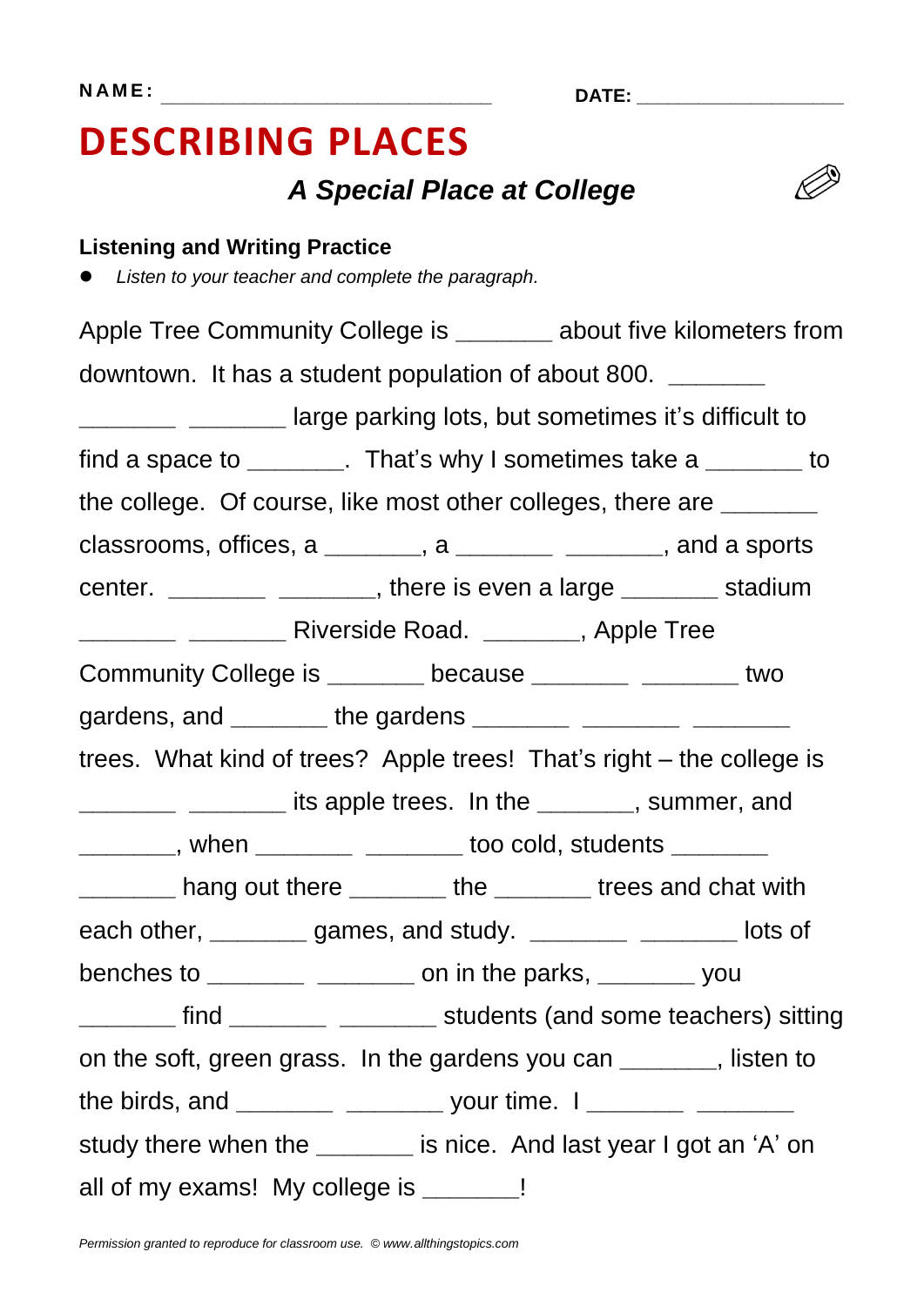NAME: ______________________________ DATE: ____________________

# DESCRIBING PLACES

### *A Special Place at College*

**Listening and Writing Practice**

- *Listen to your teacher and complete the paragraph.*

Apple Tree Community College is _______ about five kilometers from downtown. It has a student population of about 800. _______ _______ _______ large parking lots, but sometimes it's difficult to find a space to _______. That's why I sometimes take a _______ to the college. Of course, like most other colleges, there are _______ classrooms, offices, a _______, a _______ _______, and a sports center. _______ _______, there is even a large _______ stadium _______ _______ Riverside Road. _______, Apple Tree Community College is _______ because _______ _______ two gardens, and _______ the gardens _______ _______ _______ trees. What kind of trees? Apple trees! That's right – the college is _______ _______ its apple trees. In the _______, summer, and _______, when _______ _______ too cold, students _______ _______ hang out there _______ the _______ trees and chat with each other, _______ games, and study. _______ _______ lots of benches to _______ _______ on in the parks, _______ you _______ find _______ _______ students (and some teachers) sitting on the soft, green grass. In the gardens you can _______, listen to the birds, and _______ _______ your time. I _______ _______ study there when the _______ is nice. And last year I got an 'A' on all of my exams! My college is _______!

*Permission granted to reproduce for classroom use. © www.allthingstopics.com*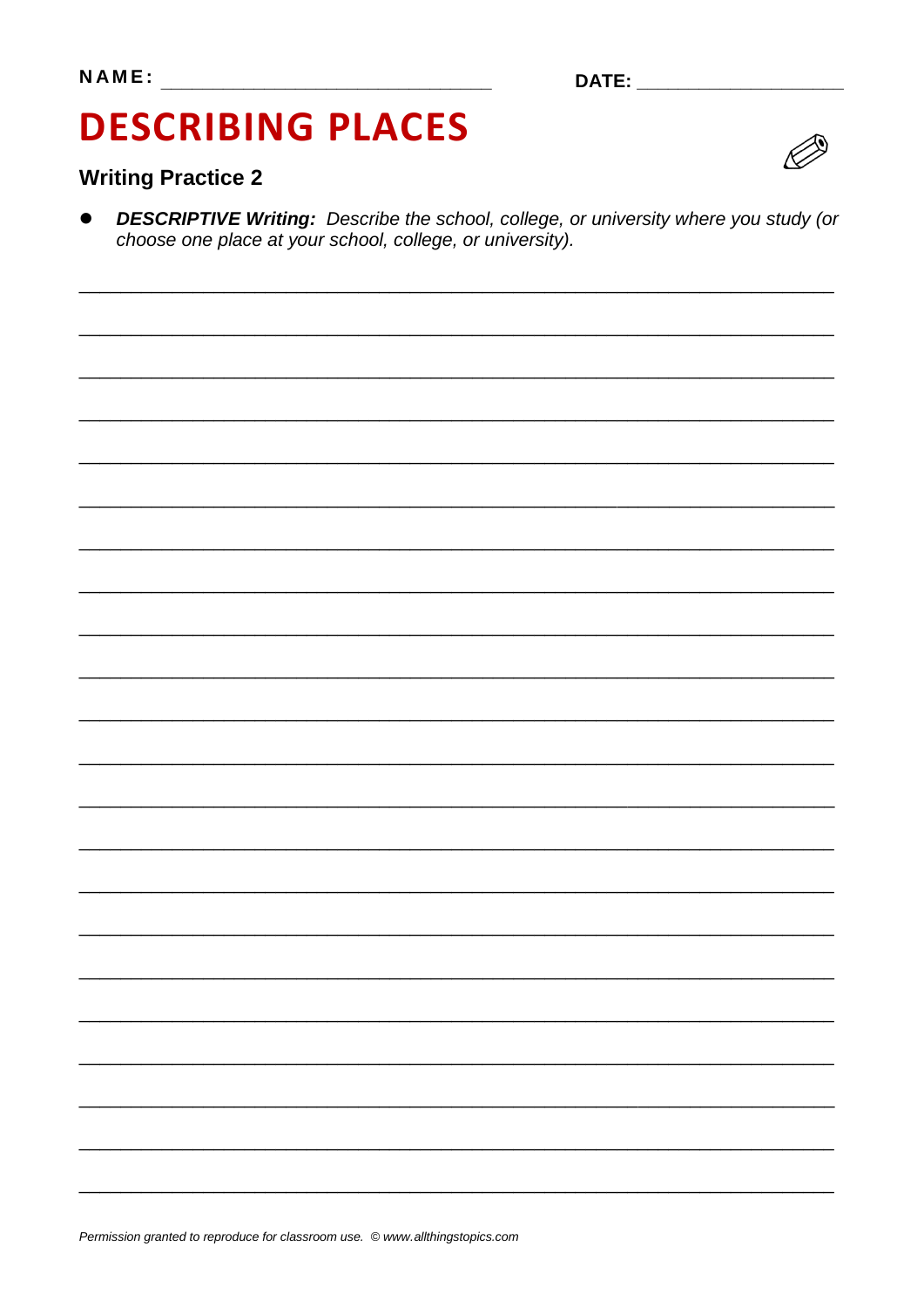NAME: ______________________________ DATE: ___________________

# DESCRIBING PLACES

## Writing Practice 2

- ***DESCRIPTIVE Writing:*** *Describe the school, college, or university where you study (or choose one place at your school, college, or university).*

______________________________________________________________________

______________________________________________________________________

______________________________________________________________________

______________________________________________________________________

______________________________________________________________________

______________________________________________________________________

______________________________________________________________________

______________________________________________________________________

______________________________________________________________________

______________________________________________________________________

______________________________________________________________________

______________________________________________________________________

______________________________________________________________________

______________________________________________________________________

______________________________________________________________________

______________________________________________________________________

______________________________________________________________________

______________________________________________________________________

______________________________________________________________________

______________________________________________________________________

______________________________________________________________________

______________________________________________________________________

*Permission granted to reproduce for classroom use. © www.allthingstopics.com*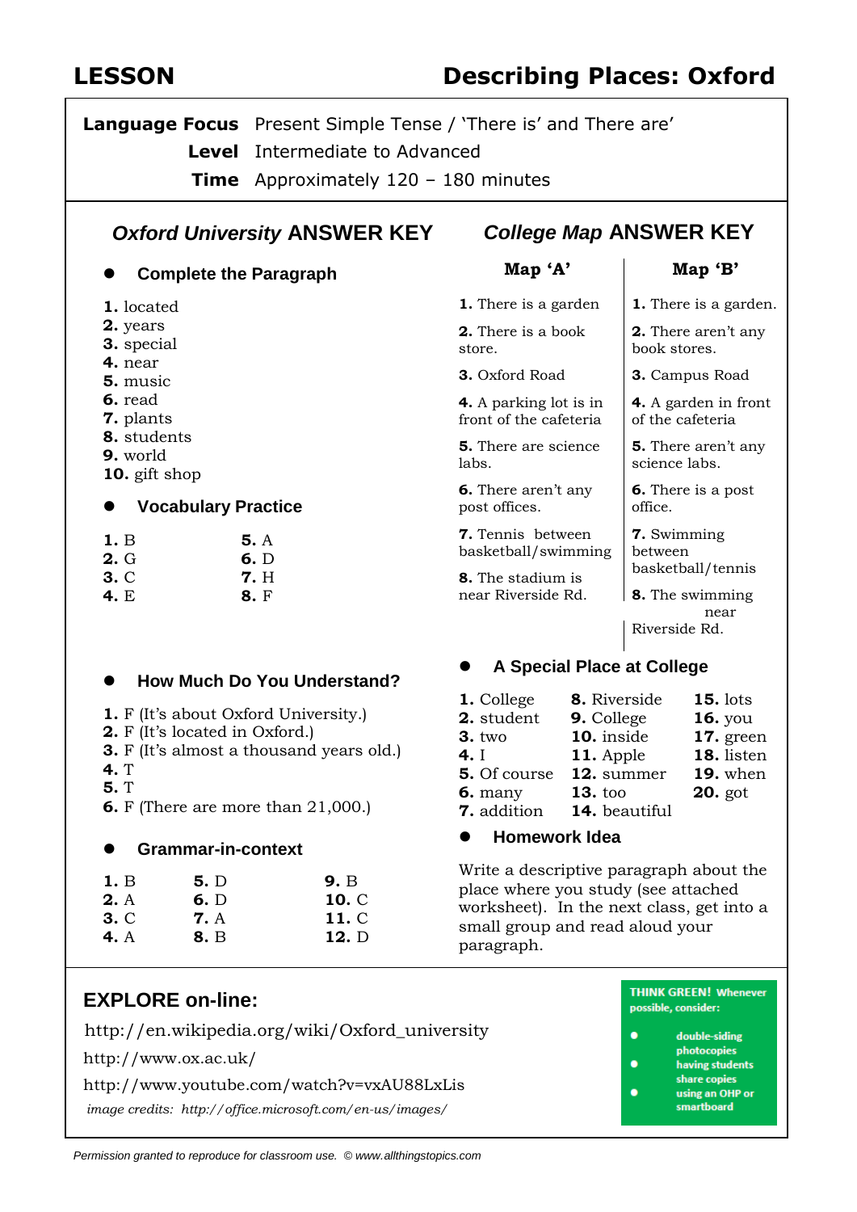# LESSON — Describing Places: Oxford

| | |
|---|---|
| **Language Focus** | Present Simple Tense / 'There is' and There are' |
| **Level** | Intermediate to Advanced |
| **Time** | Approximately 120 – 180 minutes |

## *Oxford University* ANSWER KEY

### Complete the Paragraph

**1.** located
**2.** years
**3.** special
**4.** near
**5.** music
**6.** read
**7.** plants
**8.** students
**9.** world
**10.** gift shop

### Vocabulary Practice

| | |
|---|---|
| **1.** B | **5.** A |
| **2.** G | **6.** D |
| **3.** C | **7.** H |
| **4.** E | **8.** F |

### How Much Do You Understand?

**1.** F (It's about Oxford University.)
**2.** F (It's located in Oxford.)
**3.** F (It's almost a thousand years old.)
**4.** T
**5.** T
**6.** F (There are more than 21,000.)

### Grammar-in-context

| | | |
|---|---|---|
| **1.** B | **5.** D | **9.** B |
| **2.** A | **6.** D | **10.** C |
| **3.** C | **7.** A | **11.** C |
| **4.** A | **8.** B | **12.** D |

## *College Map* ANSWER KEY

| Map 'A' | Map 'B' |
|---|---|
| **1.** There is a garden | **1.** There is a garden. |
| **2.** There is a book store. | **2.** There aren't any book stores. |
| **3.** Oxford Road | **3.** Campus Road |
| **4.** A parking lot is in front of the cafeteria | **4.** A garden in front of the cafeteria |
| **5.** There are science labs. | **5.** There aren't any science labs. |
| **6.** There aren't any post offices. | **6.** There is a post office. |
| **7.** Tennis between basketball/swimming | **7.** Swimming between basketball/tennis |
| **8.** The stadium is near Riverside Rd. | **8.** The swimming near Riverside Rd. |

### A Special Place at College

| | | |
|---|---|---|
| **1.** College | **8.** Riverside | **15.** lots |
| **2.** student | **9.** College | **16.** you |
| **3.** two | **10.** inside | **17.** green |
| **4.** I | **11.** Apple | **18.** listen |
| **5.** Of course | **12.** summer | **19.** when |
| **6.** many | **13.** too | **20.** got |
| **7.** addition | **14.** beautiful | |

### Homework Idea

Write a descriptive paragraph about the place where you study (see attached worksheet). In the next class, get into a small group and read aloud your paragraph.

## EXPLORE on-line:

http://en.wikipedia.org/wiki/Oxford_university

http://www.ox.ac.uk/

http://www.youtube.com/watch?v=vxAU88LxLis

*image credits: http://office.microsoft.com/en-us/images/*

**THINK GREEN!** Whenever possible, consider:

- double-siding photocopies
- having students share copies
- using an OHP or smartboard

*Permission granted to reproduce for classroom use. © www.allthingstopics.com*